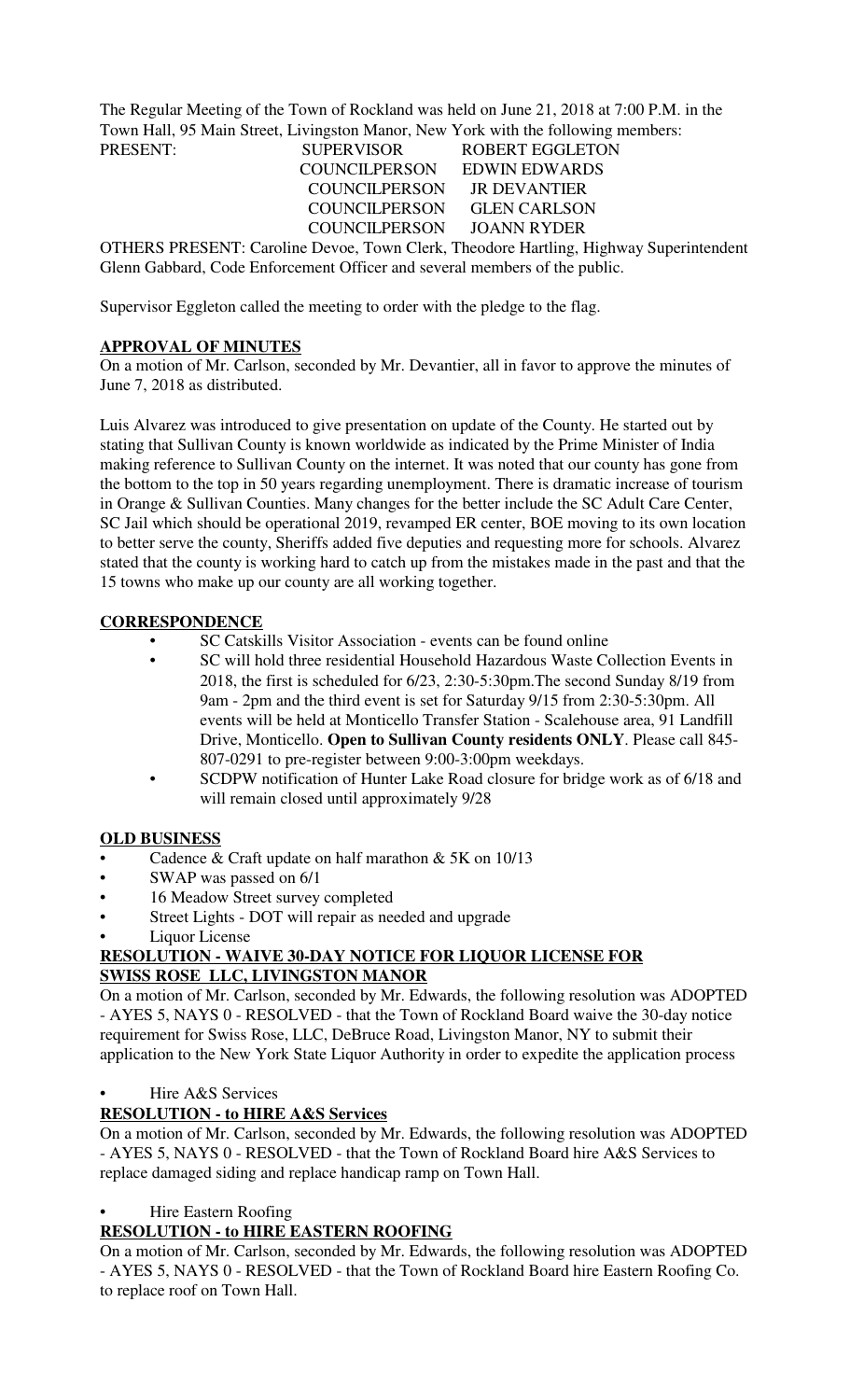The Regular Meeting of the Town of Rockland was held on June 21, 2018 at 7:00 P.M. in the Town Hall, 95 Main Street, Livingston Manor, New York with the following members:

| | | |
|---|---|---|
| PRESENT: | SUPERVISOR | ROBERT EGGLETON |
| | COUNCILPERSON | EDWIN EDWARDS |
| | COUNCILPERSON | JR DEVANTIER |
| | COUNCILPERSON | GLEN CARLSON |
| | COUNCILPERSON | JOANN RYDER |

OTHERS PRESENT: Caroline Devoe, Town Clerk, Theodore Hartling, Highway Superintendent Glenn Gabbard, Code Enforcement Officer and several members of the public.

Supervisor Eggleton called the meeting to order with the pledge to the flag.

**APPROVAL OF MINUTES**

On a motion of Mr. Carlson, seconded by Mr. Devantier, all in favor to approve the minutes of June 7, 2018 as distributed.

Luis Alvarez was introduced to give presentation on update of the County. He started out by stating that Sullivan County is known worldwide as indicated by the Prime Minister of India making reference to Sullivan County on the internet. It was noted that our county has gone from the bottom to the top in 50 years regarding unemployment. There is dramatic increase of tourism in Orange & Sullivan Counties. Many changes for the better include the SC Adult Care Center, SC Jail which should be operational 2019, revamped ER center, BOE moving to its own location to better serve the county, Sheriffs added five deputies and requesting more for schools. Alvarez stated that the county is working hard to catch up from the mistakes made in the past and that the 15 towns who make up our county are all working together.

**CORRESPONDENCE**

- SC Catskills Visitor Association - events can be found online
- SC will hold three residential Household Hazardous Waste Collection Events in 2018, the first is scheduled for 6/23, 2:30-5:30pm.The second Sunday 8/19 from 9am - 2pm and the third event is set for Saturday 9/15 from 2:30-5:30pm. All events will be held at Monticello Transfer Station - Scalehouse area, 91 Landfill Drive, Monticello. **Open to Sullivan County residents ONLY**. Please call 845-807-0291 to pre-register between 9:00-3:00pm weekdays.
- SCDPW notification of Hunter Lake Road closure for bridge work as of 6/18 and will remain closed until approximately 9/28

**OLD BUSINESS**

- Cadence & Craft update on half marathon & 5K on 10/13
- SWAP was passed on 6/1
- 16 Meadow Street survey completed
- Street Lights - DOT will repair as needed and upgrade
- Liquor License

**RESOLUTION - WAIVE 30-DAY NOTICE FOR LIQUOR LICENSE FOR SWISS ROSE LLC, LIVINGSTON MANOR**

On a motion of Mr. Carlson, seconded by Mr. Edwards, the following resolution was ADOPTED - AYES 5, NAYS 0 - RESOLVED - that the Town of Rockland Board waive the 30-day notice requirement for Swiss Rose, LLC, DeBruce Road, Livingston Manor, NY to submit their application to the New York State Liquor Authority in order to expedite the application process

- Hire A&S Services

**RESOLUTION - to HIRE A&S Services**

On a motion of Mr. Carlson, seconded by Mr. Edwards, the following resolution was ADOPTED - AYES 5, NAYS 0 - RESOLVED - that the Town of Rockland Board hire A&S Services to replace damaged siding and replace handicap ramp on Town Hall.

- Hire Eastern Roofing

**RESOLUTION - to HIRE EASTERN ROOFING**

On a motion of Mr. Carlson, seconded by Mr. Edwards, the following resolution was ADOPTED - AYES 5, NAYS 0 - RESOLVED - that the Town of Rockland Board hire Eastern Roofing Co. to replace roof on Town Hall.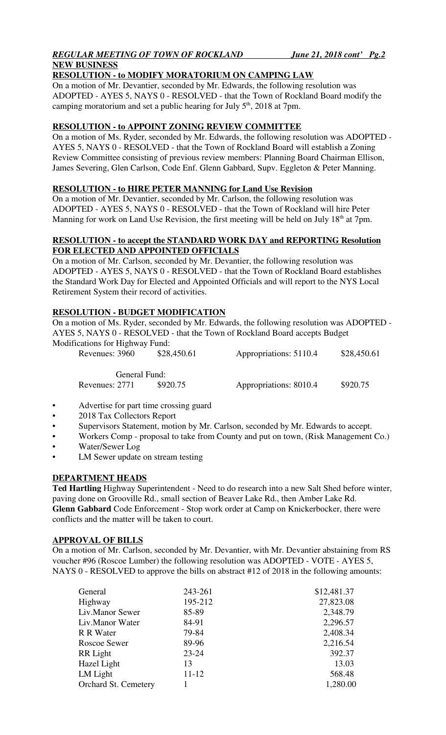**NEW BUSINESS**

**RESOLUTION - to MODIFY MORATORIUM ON CAMPING LAW**

On a motion of Mr. Devantier, seconded by Mr. Edwards, the following resolution was ADOPTED - AYES 5, NAYS 0 - RESOLVED - that the Town of Rockland Board modify the camping moratorium and set a public hearing for July 5th, 2018 at 7pm.

**RESOLUTION - to APPOINT ZONING REVIEW COMMITTEE**

On a motion of Ms. Ryder, seconded by Mr. Edwards, the following resolution was ADOPTED - AYES 5, NAYS 0 - RESOLVED - that the Town of Rockland Board will establish a Zoning Review Committee consisting of previous review members: Planning Board Chairman Ellison, James Severing, Glen Carlson, Code Enf. Glenn Gabbard, Supv. Eggleton & Peter Manning.

**RESOLUTION - to HIRE PETER MANNING for Land Use Revision**

On a motion of Mr. Devantier, seconded by Mr. Carlson, the following resolution was ADOPTED - AYES 5, NAYS 0 - RESOLVED - that the Town of Rockland will hire Peter Manning for work on Land Use Revision, the first meeting will be held on July 18th at 7pm.

**RESOLUTION - to accept the STANDARD WORK DAY and REPORTING Resolution FOR ELECTED AND APPOINTED OFFICIALS**

On a motion of Mr. Carlson, seconded by Mr. Devantier, the following resolution was ADOPTED - AYES 5, NAYS 0 - RESOLVED - that the Town of Rockland Board establishes the Standard Work Day for Elected and Appointed Officials and will report to the NYS Local Retirement System their record of activities.

**RESOLUTION - BUDGET MODIFICATION**

On a motion of Ms. Ryder, seconded by Mr. Edwards, the following resolution was ADOPTED - AYES 5, NAYS 0 - RESOLVED - that the Town of Rockland Board accepts Budget Modifications for Highway Fund:

| | | | |
|---|---|---|---|
| Revenues: 3960 | $28,450.61 | Appropriations: 5110.4 | $28,450.61 |
| General Fund: | | | |
| Revenues: 2771 | $920.75 | Appropriations: 8010.4 | $920.75 |

- Advertise for part time crossing guard
- 2018 Tax Collectors Report
- Supervisors Statement, motion by Mr. Carlson, seconded by Mr. Edwards to accept.
- Workers Comp - proposal to take from County and put on town, (Risk Management Co.)
- Water/Sewer Log
- LM Sewer update on stream testing

**DEPARTMENT HEADS**

**Ted Hartling** Highway Superintendent - Need to do research into a new Salt Shed before winter, paving done on Grooville Rd., small section of Beaver Lake Rd., then Amber Lake Rd.
**Glenn Gabbard** Code Enforcement - Stop work order at Camp on Knickerbocker, there were conflicts and the matter will be taken to court.

**APPROVAL OF BILLS**

On a motion of Mr. Carlson, seconded by Mr. Devantier, with Mr. Devantier abstaining from RS voucher #96 (Roscoe Lumber) the following resolution was ADOPTED - VOTE - AYES 5, NAYS 0 - RESOLVED to approve the bills on abstract #12 of 2018 in the following amounts:

| | | |
|---|---|---|
| General | 243-261 | $12,481.37 |
| Highway | 195-212 | 27,823.08 |
| Liv.Manor Sewer | 85-89 | 2,348.79 |
| Liv.Manor Water | 84-91 | 2,296.57 |
| R R Water | 79-84 | 2,408.34 |
| Roscoe Sewer | 89-96 | 2,216.54 |
| RR Light | 23-24 | 392.37 |
| Hazel Light | 13 | 13.03 |
| LM Light | 11-12 | 568.48 |
| Orchard St. Cemetery | 1 | 1,280.00 |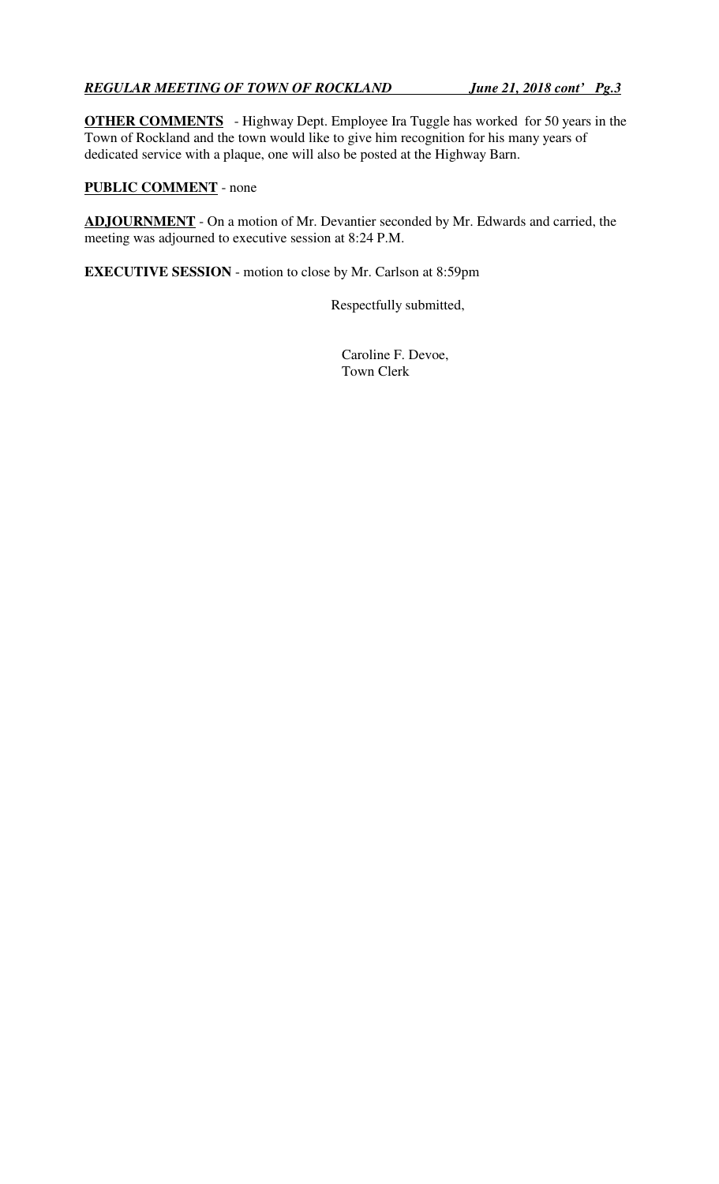**OTHER COMMENTS** - Highway Dept. Employee Ira Tuggle has worked for 50 years in the Town of Rockland and the town would like to give him recognition for his many years of dedicated service with a plaque, one will also be posted at the Highway Barn.

**PUBLIC COMMENT** - none

**ADJOURNMENT** - On a motion of Mr. Devantier seconded by Mr. Edwards and carried, the meeting was adjourned to executive session at 8:24 P.M.

**EXECUTIVE SESSION** - motion to close by Mr. Carlson at 8:59pm

Respectfully submitted,

Caroline F. Devoe,
Town Clerk